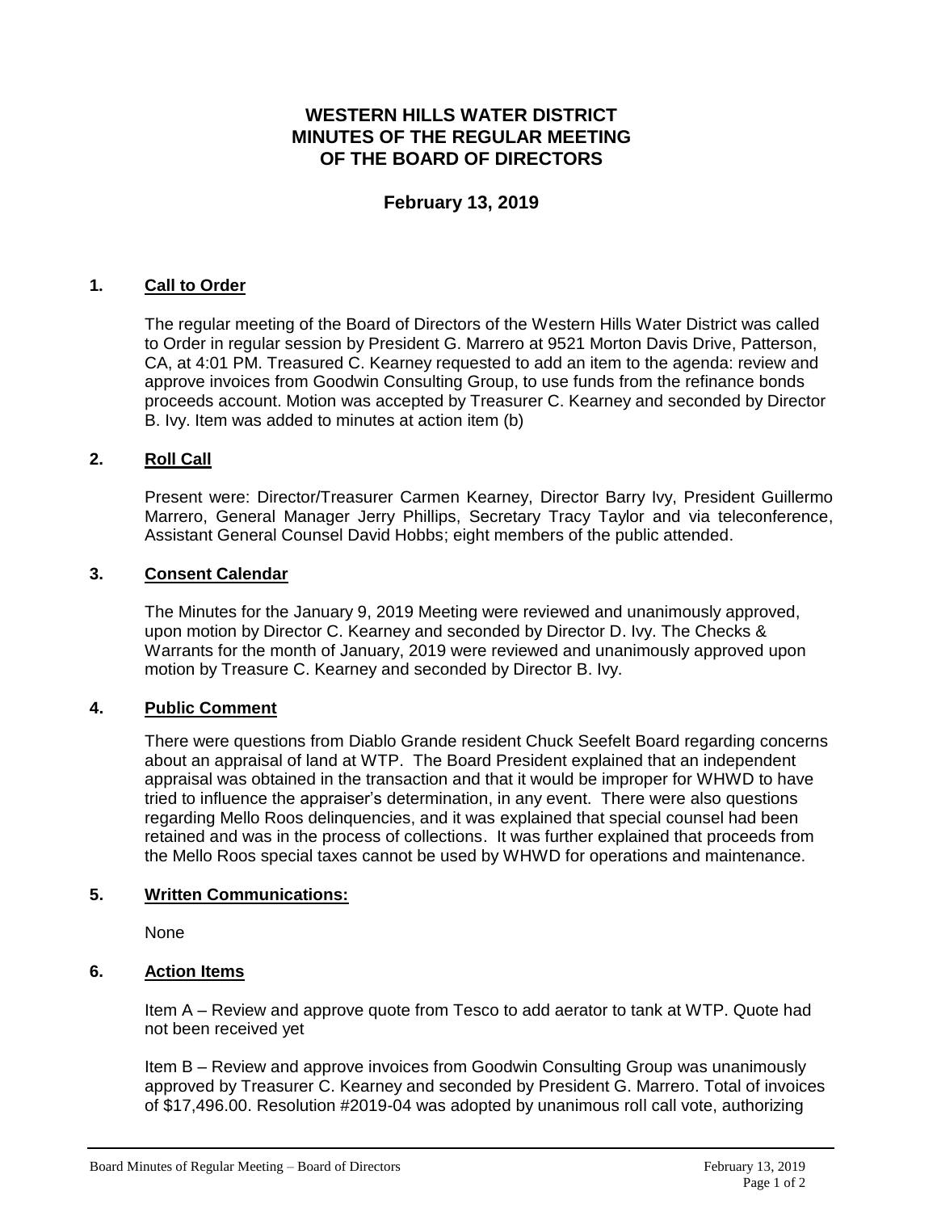# WESTERN HILLS WATER DISTRICT
# MINUTES OF THE REGULAR MEETING
# OF THE BOARD OF DIRECTORS

## February 13, 2019

### 1. Call to Order

The regular meeting of the Board of Directors of the Western Hills Water District was called to Order in regular session by President G. Marrero at 9521 Morton Davis Drive, Patterson, CA, at 4:01 PM. Treasured C. Kearney requested to add an item to the agenda: review and approve invoices from Goodwin Consulting Group, to use funds from the refinance bonds proceeds account. Motion was accepted by Treasurer C. Kearney and seconded by Director B. Ivy. Item was added to minutes at action item (b)

### 2. Roll Call

Present were: Director/Treasurer Carmen Kearney, Director Barry Ivy, President Guillermo Marrero, General Manager Jerry Phillips, Secretary Tracy Taylor and via teleconference, Assistant General Counsel David Hobbs; eight members of the public attended.

### 3. Consent Calendar

The Minutes for the January 9, 2019 Meeting were reviewed and unanimously approved, upon motion by Director C. Kearney and seconded by Director D. Ivy. The Checks & Warrants for the month of January, 2019 were reviewed and unanimously approved upon motion by Treasure C. Kearney and seconded by Director B. Ivy.

### 4. Public Comment

There were questions from Diablo Grande resident Chuck Seefelt Board regarding concerns about an appraisal of land at WTP. The Board President explained that an independent appraisal was obtained in the transaction and that it would be improper for WHWD to have tried to influence the appraiser's determination, in any event. There were also questions regarding Mello Roos delinquencies, and it was explained that special counsel had been retained and was in the process of collections. It was further explained that proceeds from the Mello Roos special taxes cannot be used by WHWD for operations and maintenance.

### 5. Written Communications:

None

### 6. Action Items

Item A – Review and approve quote from Tesco to add aerator to tank at WTP. Quote had not been received yet

Item B – Review and approve invoices from Goodwin Consulting Group was unanimously approved by Treasurer C. Kearney and seconded by President G. Marrero. Total of invoices of $17,496.00. Resolution #2019-04 was adopted by unanimous roll call vote, authorizing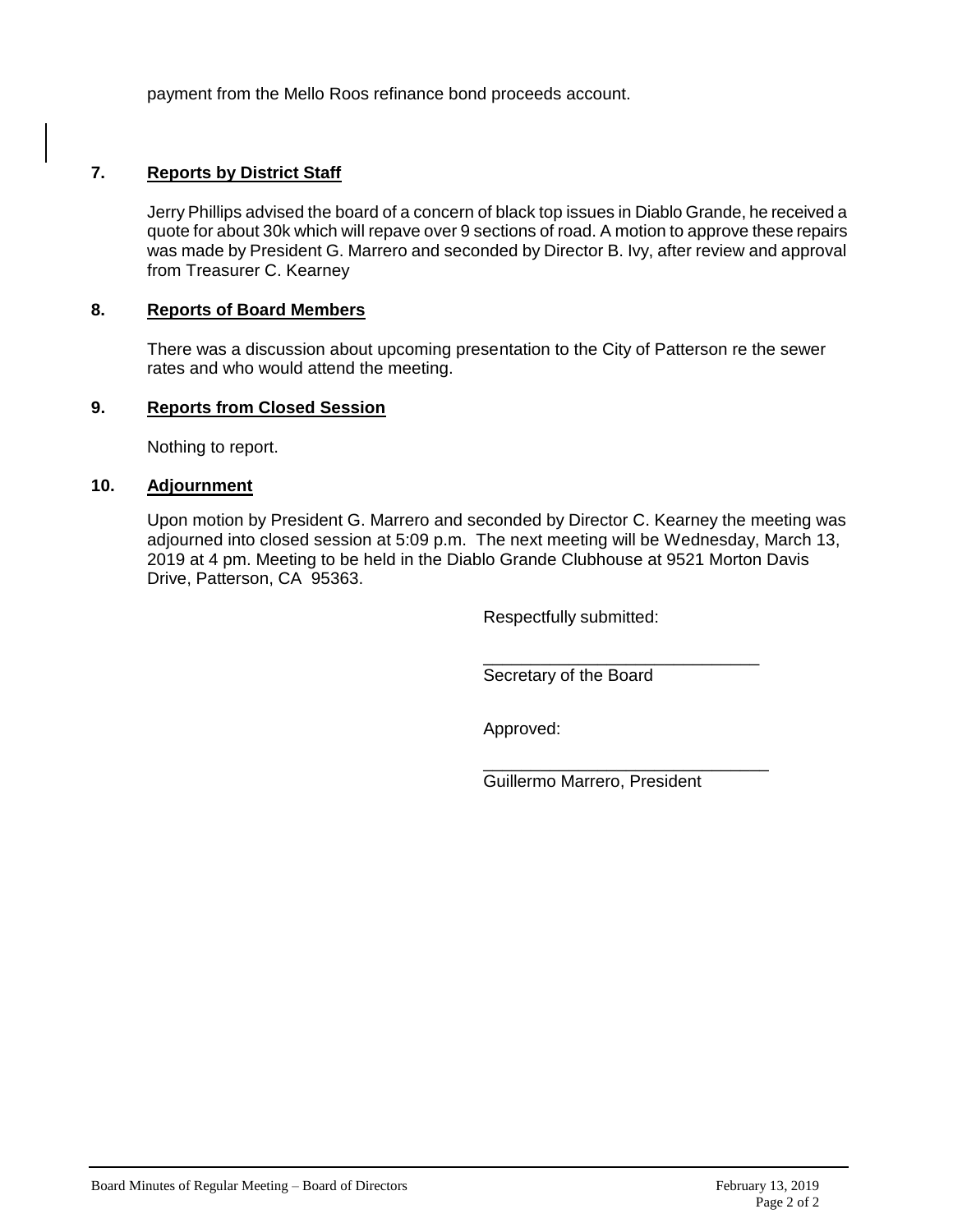payment from the Mello Roos refinance bond proceeds account.

## 7. Reports by District Staff

Jerry Phillips advised the board of a concern of black top issues in Diablo Grande, he received a quote for about 30k which will repave over 9 sections of road. A motion to approve these repairs was made by President G. Marrero and seconded by Director B. Ivy, after review and approval from Treasurer C. Kearney

## 8. Reports of Board Members

There was a discussion about upcoming presentation to the City of Patterson re the sewer rates and who would attend the meeting.

## 9. Reports from Closed Session

Nothing to report.

## 10. Adjournment

Upon motion by President G. Marrero and seconded by Director C. Kearney the meeting was adjourned into closed session at 5:09 p.m. The next meeting will be Wednesday, March 13, 2019 at 4 pm. Meeting to be held in the Diablo Grande Clubhouse at 9521 Morton Davis Drive, Patterson, CA 95363.

Respectfully submitted:

______________________________
Secretary of the Board

Approved:

______________________________
Guillermo Marrero, President